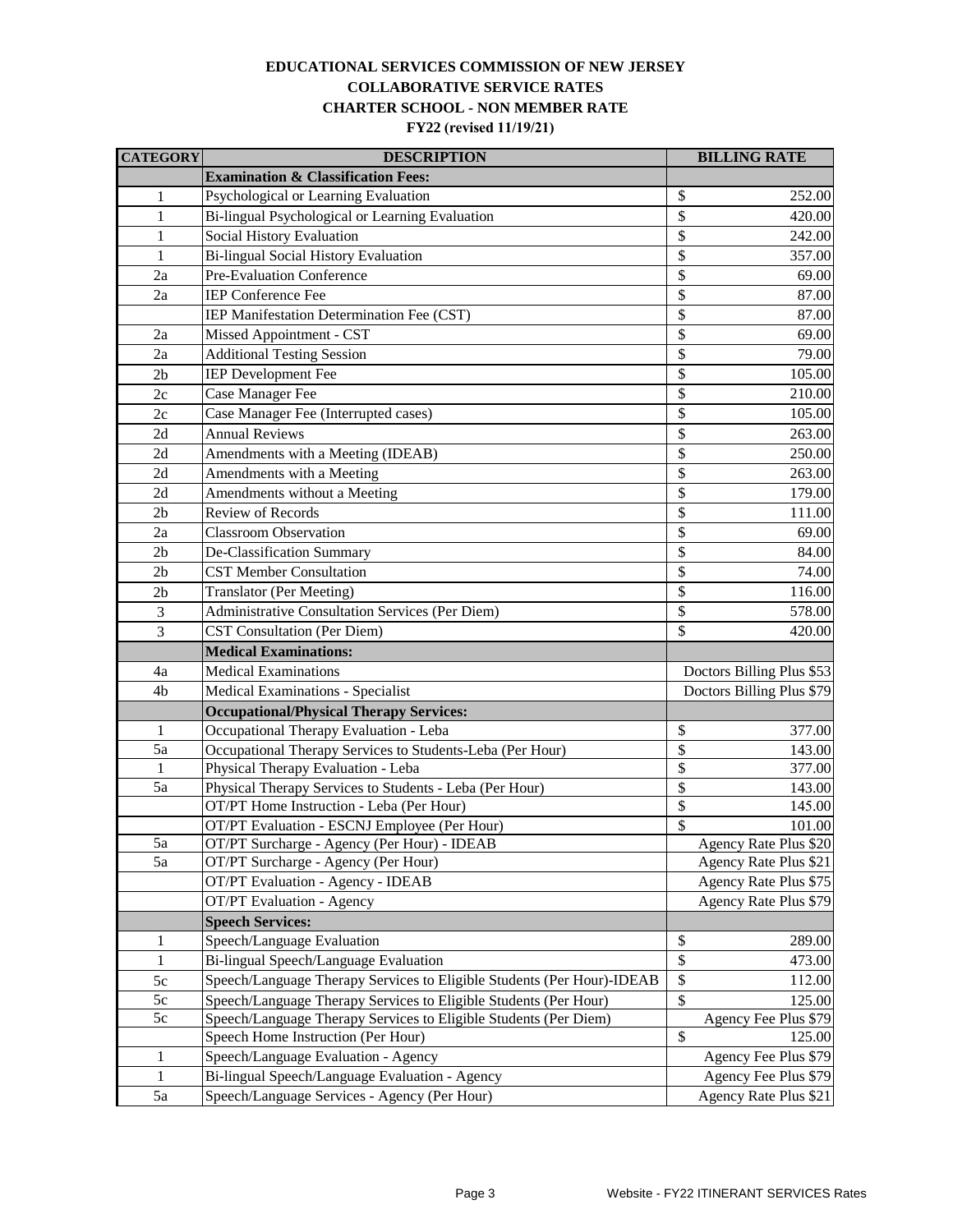# EDUCATIONAL SERVICES COMMISSION OF NEW JERSEY

## COLLABORATIVE SERVICE RATES

## CHARTER SCHOOL - NON MEMBER RATE

**FY22 (revised 11/19/21)**

| CATEGORY | DESCRIPTION | BILLING RATE |
|---|---|---|
| | **Examination & Classification Fees:** | |
| 1 | Psychological or Learning Evaluation | $ 252.00 |
| 1 | Bi-lingual Psychological or Learning Evaluation | $ 420.00 |
| 1 | Social History Evaluation | $ 242.00 |
| 1 | Bi-lingual Social History Evaluation | $ 357.00 |
| 2a | Pre-Evaluation Conference | $ 69.00 |
| 2a | IEP Conference Fee | $ 87.00 |
| | IEP Manifestation Determination Fee (CST) | $ 87.00 |
| 2a | Missed Appointment - CST | $ 69.00 |
| 2a | Additional Testing Session | $ 79.00 |
| 2b | IEP Development Fee | $ 105.00 |
| 2c | Case Manager Fee | $ 210.00 |
| 2c | Case Manager Fee (Interrupted cases) | $ 105.00 |
| 2d | Annual Reviews | $ 263.00 |
| 2d | Amendments with a Meeting (IDEAB) | $ 250.00 |
| 2d | Amendments with a Meeting | $ 263.00 |
| 2d | Amendments without a Meeting | $ 179.00 |
| 2b | Review of Records | $ 111.00 |
| 2a | Classroom Observation | $ 69.00 |
| 2b | De-Classification Summary | $ 84.00 |
| 2b | CST Member Consultation | $ 74.00 |
| 2b | Translator (Per Meeting) | $ 116.00 |
| 3 | Administrative Consultation Services (Per Diem) | $ 578.00 |
| 3 | CST Consultation (Per Diem) | $ 420.00 |
| | **Medical Examinations:** | |
| 4a | Medical Examinations | Doctors Billing Plus $53 |
| 4b | Medical Examinations - Specialist | Doctors Billing Plus $79 |
| | **Occupational/Physical Therapy Services:** | |
| 1 | Occupational Therapy Evaluation - Leba | $ 377.00 |
| 5a | Occupational Therapy Services to Students-Leba (Per Hour) | $ 143.00 |
| 1 | Physical Therapy Evaluation - Leba | $ 377.00 |
| 5a | Physical Therapy Services to Students - Leba (Per Hour) | $ 143.00 |
| | OT/PT Home Instruction - Leba (Per Hour) | $ 145.00 |
| | OT/PT Evaluation - ESCNJ Employee (Per Hour) | $ 101.00 |
| 5a | OT/PT Surcharge - Agency (Per Hour) - IDEAB | Agency Rate Plus $20 |
| 5a | OT/PT Surcharge - Agency (Per Hour) | Agency Rate Plus $21 |
| | OT/PT Evaluation - Agency - IDEAB | Agency Rate Plus $75 |
| | OT/PT Evaluation - Agency | Agency Rate Plus $79 |
| | **Speech Services:** | |
| 1 | Speech/Language Evaluation | $ 289.00 |
| 1 | Bi-lingual Speech/Language Evaluation | $ 473.00 |
| 5c | Speech/Language Therapy Services to Eligible Students (Per Hour)-IDEAB | $ 112.00 |
| 5c | Speech/Language Therapy Services to Eligible Students (Per Hour) | $ 125.00 |
| 5c | Speech/Language Therapy Services to Eligible Students (Per Diem) | Agency Fee Plus $79 |
| | Speech Home Instruction (Per Hour) | $ 125.00 |
| 1 | Speech/Language Evaluation - Agency | Agency Fee Plus $79 |
| 1 | Bi-lingual Speech/Language Evaluation - Agency | Agency Fee Plus $79 |
| 5a | Speech/Language Services - Agency (Per Hour) | Agency Rate Plus $21 |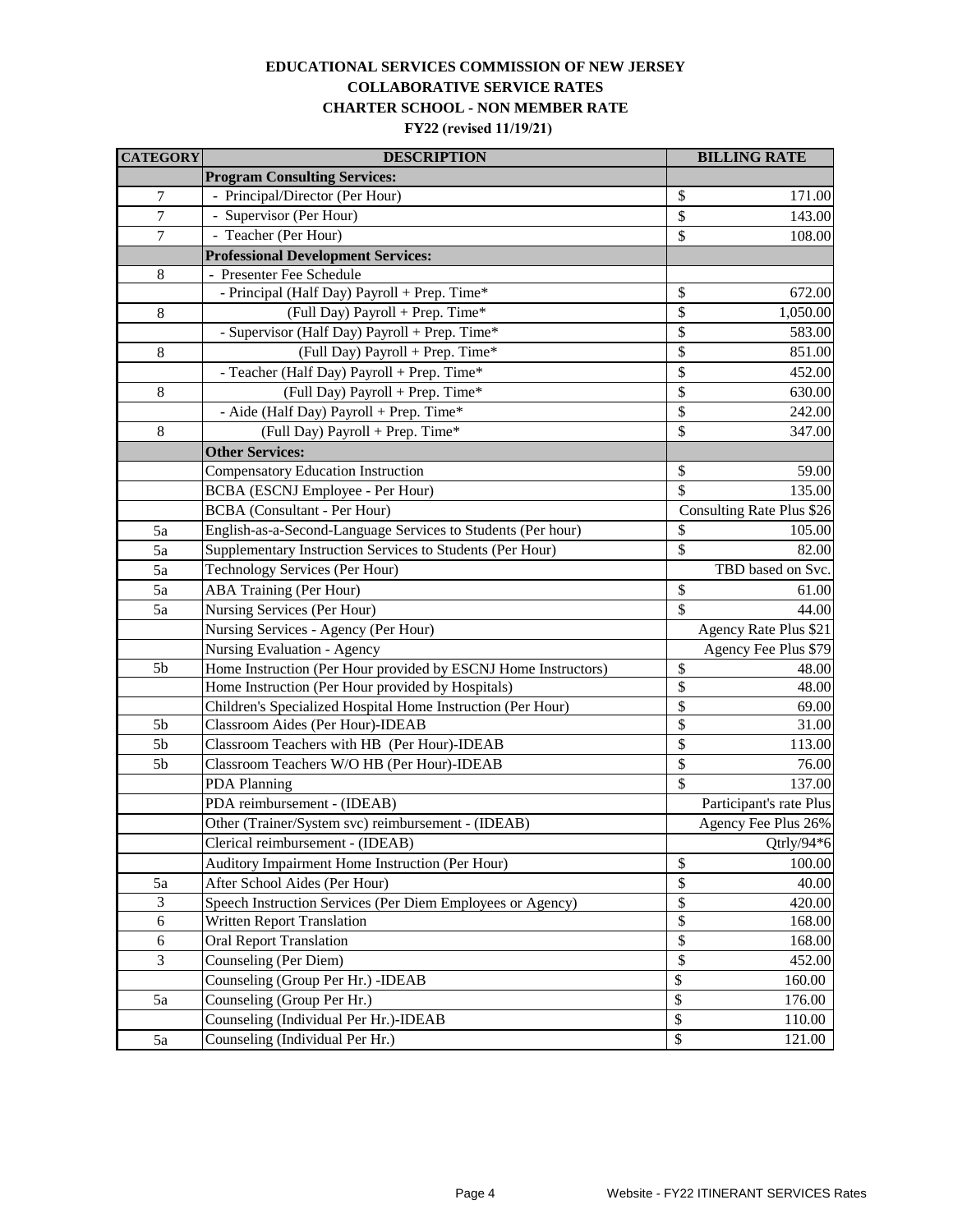**EDUCATIONAL SERVICES COMMISSION OF NEW JERSEY**

**COLLABORATIVE SERVICE RATES**

**CHARTER SCHOOL - NON MEMBER RATE**

**FY22 (revised 11/19/21)**

| CATEGORY | DESCRIPTION | BILLING RATE |
|---|---|---|
| | **Program Consulting Services:** | |
| 7 | - Principal/Director (Per Hour) | $ 171.00 |
| 7 | - Supervisor (Per Hour) | $ 143.00 |
| 7 | - Teacher (Per Hour) | $ 108.00 |
| | **Professional Development Services:** | |
| 8 | - Presenter Fee Schedule | |
| | - Principal (Half Day) Payroll + Prep. Time* | $ 672.00 |
| 8 | (Full Day) Payroll + Prep. Time* | $ 1,050.00 |
| | - Supervisor (Half Day) Payroll + Prep. Time* | $ 583.00 |
| 8 | (Full Day) Payroll + Prep. Time* | $ 851.00 |
| | - Teacher (Half Day) Payroll + Prep. Time* | $ 452.00 |
| 8 | (Full Day) Payroll + Prep. Time* | $ 630.00 |
| | - Aide (Half Day) Payroll + Prep. Time* | $ 242.00 |
| 8 | (Full Day) Payroll + Prep. Time* | $ 347.00 |
| | **Other Services:** | |
| | Compensatory Education Instruction | $ 59.00 |
| | BCBA (ESCNJ Employee - Per Hour) | $ 135.00 |
| | BCBA (Consultant - Per Hour) | Consulting Rate Plus $26 |
| 5a | English-as-a-Second-Language Services to Students (Per hour) | $ 105.00 |
| 5a | Supplementary Instruction Services to Students (Per Hour) | $ 82.00 |
| 5a | Technology Services (Per Hour) | TBD based on Svc. |
| 5a | ABA Training (Per Hour) | $ 61.00 |
| 5a | Nursing Services (Per Hour) | $ 44.00 |
| | Nursing Services - Agency (Per Hour) | Agency Rate Plus $21 |
| | Nursing Evaluation - Agency | Agency Fee Plus $79 |
| 5b | Home Instruction (Per Hour provided by ESCNJ Home Instructors) | $ 48.00 |
| | Home Instruction (Per Hour provided by Hospitals) | $ 48.00 |
| | Children's Specialized Hospital Home Instruction (Per Hour) | $ 69.00 |
| 5b | Classroom Aides (Per Hour)-IDEAB | $ 31.00 |
| 5b | Classroom Teachers with HB (Per Hour)-IDEAB | $ 113.00 |
| 5b | Classroom Teachers W/O HB (Per Hour)-IDEAB | $ 76.00 |
| | PDA Planning | $ 137.00 |
| | PDA reimbursement - (IDEAB) | Participant's rate Plus |
| | Other (Trainer/System svc) reimbursement - (IDEAB) | Agency Fee Plus 26% |
| | Clerical reimbursement - (IDEAB) | Qtrly/94*6 |
| | Auditory Impairment Home Instruction (Per Hour) | $ 100.00 |
| 5a | After School Aides (Per Hour) | $ 40.00 |
| 3 | Speech Instruction Services (Per Diem Employees or Agency) | $ 420.00 |
| 6 | Written Report Translation | $ 168.00 |
| 6 | Oral Report Translation | $ 168.00 |
| 3 | Counseling (Per Diem) | $ 452.00 |
| | Counseling (Group Per Hr.) -IDEAB | $ 160.00 |
| 5a | Counseling (Group Per Hr.) | $ 176.00 |
| | Counseling (Individual Per Hr.)-IDEAB | $ 110.00 |
| 5a | Counseling (Individual Per Hr.) | $ 121.00 |